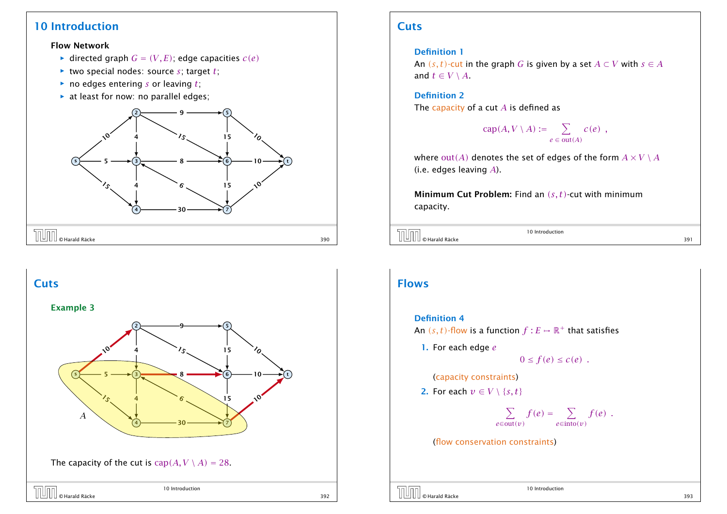# 10 Introduction

**Flow Network**

- directed graph $G = (V, E)$; edge capacities $c(e)$
- two special nodes: source $s$; target $t$;
- no edges entering $s$ or leaving $t$;
- at least for now: no parallel edges;

## Cuts

### Definition 1

An $(s,t)$-cut in the graph $G$ is given by a set $A \subset V$ with $s \in A$ and $t \in V \setminus A$.

### Definition 2

The capacity of a cut $A$ is defined as

$$\operatorname{cap}(A, V \setminus A) := \sum_{e \in \operatorname{out}(A)} c(e) \ ,$$

where $\operatorname{out}(A)$ denotes the set of edges of the form $A \times V \setminus A$ (i.e. edges leaving $A$).

**Minimum Cut Problem:** Find an $(s,t)$-cut with minimum capacity.

## Cuts

### Example 3

The capacity of the cut is $\operatorname{cap}(A, V \setminus A) = 28$.

## Flows

### Definition 4

An $(s,t)$-flow is a function $f : E \mapsto \mathbb{R}^+$ that satisfies

1. For each edge $e$

$$0 \leq f(e) \leq c(e) \ .$$

   (capacity constraints)

2. For each $v \in V \setminus \{s,t\}$

$$\sum_{e \in \operatorname{out}(v)} f(e) = \sum_{e \in \operatorname{into}(v)} f(e) \ .$$

   (flow conservation constraints)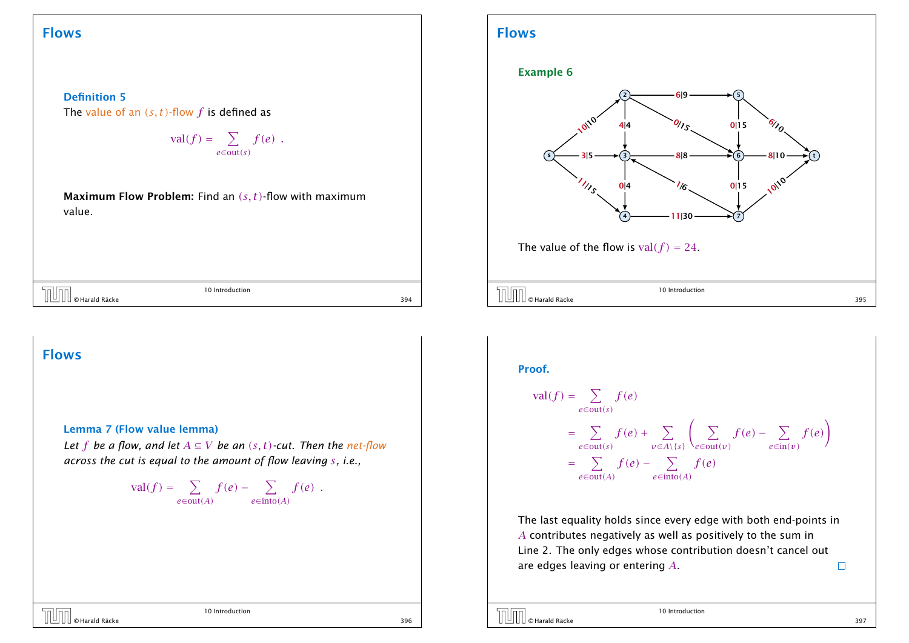## Flows

**Definition 5**

The value of an $(s,t)$-flow $f$ is defined as

$$\text{val}(f) = \sum_{e \in \text{out}(s)} f(e) \ .$$

**Maximum Flow Problem:** Find an $(s,t)$-flow with maximum value.

## Flows

**Example 6**

The value of the flow is $\text{val}(f) = 24$.

## Flows

**Lemma 7 (Flow value lemma)**

*Let $f$ be a flow, and let $A \subseteq V$ be an $(s,t)$-cut. Then the net-flow across the cut is equal to the amount of flow leaving $s$, i.e.,*

$$\text{val}(f) = \sum_{e \in \text{out}(A)} f(e) - \sum_{e \in \text{into}(A)} f(e) \ .$$

**Proof.**

$$
\begin{aligned}
\text{val}(f) &= \sum_{e \in \text{out}(s)} f(e) \\
&= \sum_{e \in \text{out}(s)} f(e) + \sum_{v \in A \setminus \{s\}} \left( \sum_{e \in \text{out}(v)} f(e) - \sum_{e \in \text{in}(v)} f(e) \right) \\
&= \sum_{e \in \text{out}(A)} f(e) - \sum_{e \in \text{into}(A)} f(e)
\end{aligned}
$$

The last equality holds since every edge with both end-points in $A$ contributes negatively as well as positively to the sum in Line 2. The only edges whose contribution doesn't cancel out are edges leaving or entering $A$. □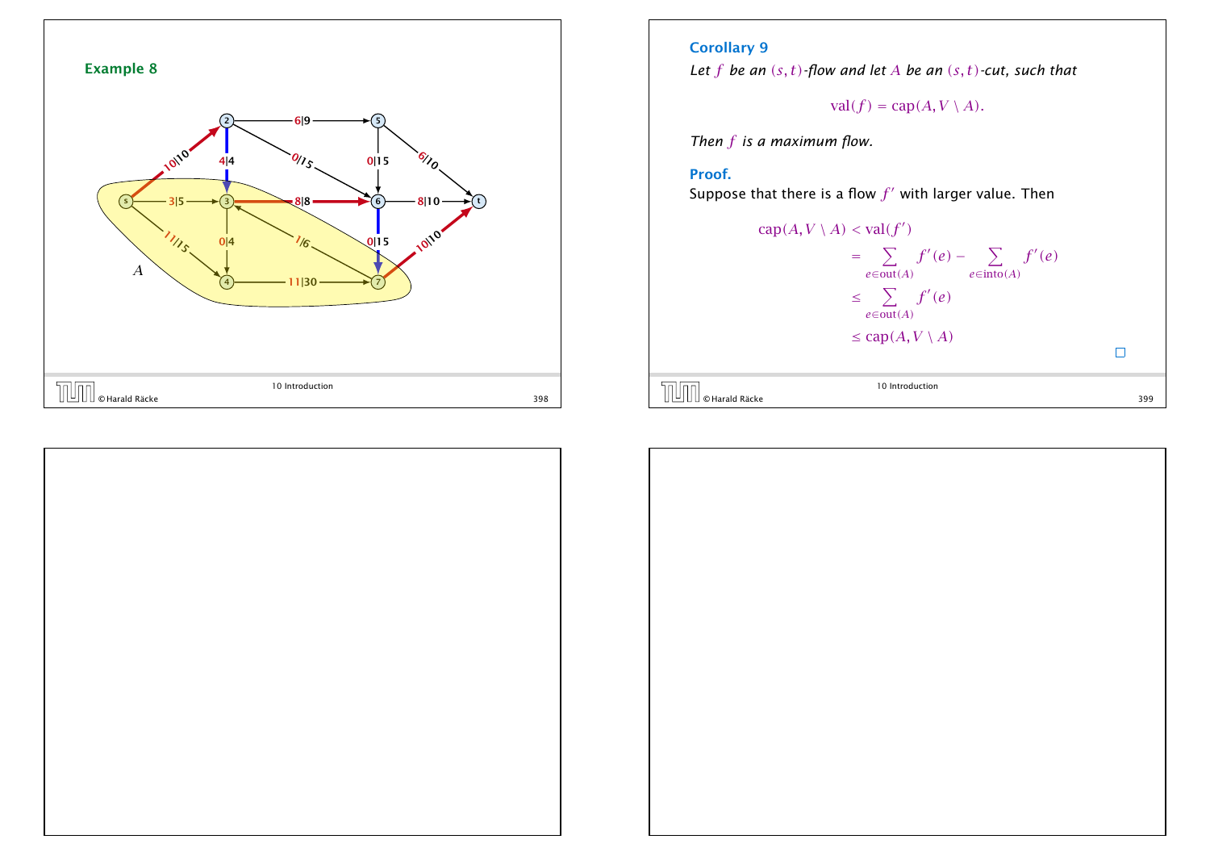**Example 8**

s
2
3
4
5
6
7
t
A
10|10
6|9
0|15
6|10
4|4
0|15
3|5
8|8
8|10
11|15
0|4
1|6
0|15
10|10
11|30

**Corollary 9**

*Let $f$ be an $(s,t)$-flow and let $A$ be an $(s,t)$-cut, such that*

$$\mathrm{val}(f) = \mathrm{cap}(A, V \setminus A).$$

*Then $f$ is a maximum flow.*

**Proof.**

Suppose that there is a flow $f'$ with larger value. Then

$$
\begin{aligned}
\mathrm{cap}(A, V \setminus A) &< \mathrm{val}(f') \\
&= \sum_{e \in \mathrm{out}(A)} f'(e) - \sum_{e \in \mathrm{into}(A)} f'(e) \\
&\le \sum_{e \in \mathrm{out}(A)} f'(e) \\
&\le \mathrm{cap}(A, V \setminus A)
\end{aligned}
$$

□